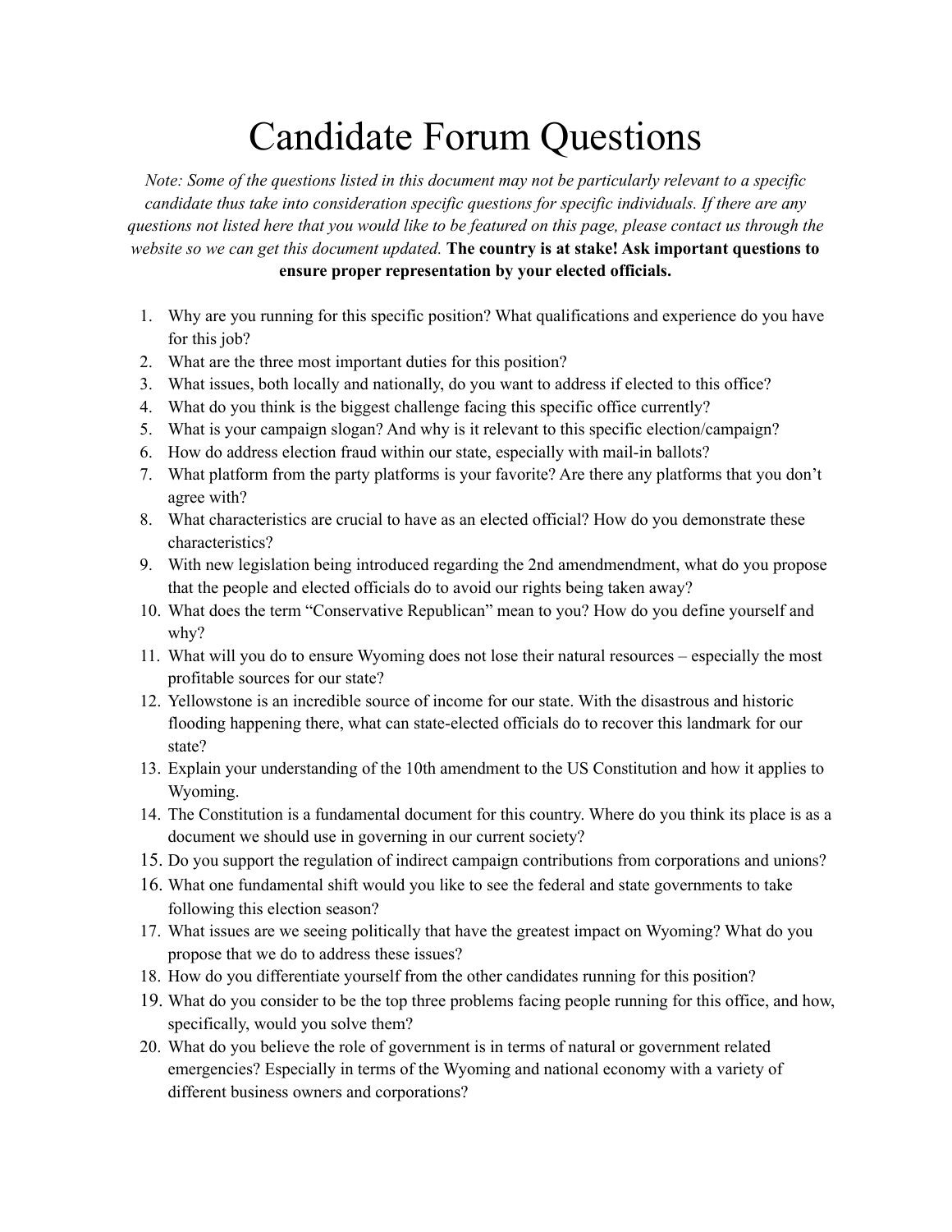# Candidate Forum Questions

*Note: Some of the questions listed in this document may not be particularly relevant to a specific candidate thus take into consideration specific questions for specific individuals. If there are any questions not listed here that you would like to be featured on this page, please contact us through the website so we can get this document updated.* **The country is at stake! Ask important questions to ensure proper representation by your elected officials.**

1. Why are you running for this specific position? What qualifications and experience do you have for this job?
2. What are the three most important duties for this position?
3. What issues, both locally and nationally, do you want to address if elected to this office?
4. What do you think is the biggest challenge facing this specific office currently?
5. What is your campaign slogan? And why is it relevant to this specific election/campaign?
6. How do address election fraud within our state, especially with mail-in ballots?
7. What platform from the party platforms is your favorite? Are there any platforms that you don't agree with?
8. What characteristics are crucial to have as an elected official? How do you demonstrate these characteristics?
9. With new legislation being introduced regarding the 2nd amendmendment, what do you propose that the people and elected officials do to avoid our rights being taken away?
10. What does the term "Conservative Republican" mean to you? How do you define yourself and why?
11. What will you do to ensure Wyoming does not lose their natural resources – especially the most profitable sources for our state?
12. Yellowstone is an incredible source of income for our state. With the disastrous and historic flooding happening there, what can state-elected officials do to recover this landmark for our state?
13. Explain your understanding of the 10th amendment to the US Constitution and how it applies to Wyoming.
14. The Constitution is a fundamental document for this country. Where do you think its place is as a document we should use in governing in our current society?
15. Do you support the regulation of indirect campaign contributions from corporations and unions?
16. What one fundamental shift would you like to see the federal and state governments to take following this election season?
17. What issues are we seeing politically that have the greatest impact on Wyoming? What do you propose that we do to address these issues?
18. How do you differentiate yourself from the other candidates running for this position?
19. What do you consider to be the top three problems facing people running for this office, and how, specifically, would you solve them?
20. What do you believe the role of government is in terms of natural or government related emergencies? Especially in terms of the Wyoming and national economy with a variety of different business owners and corporations?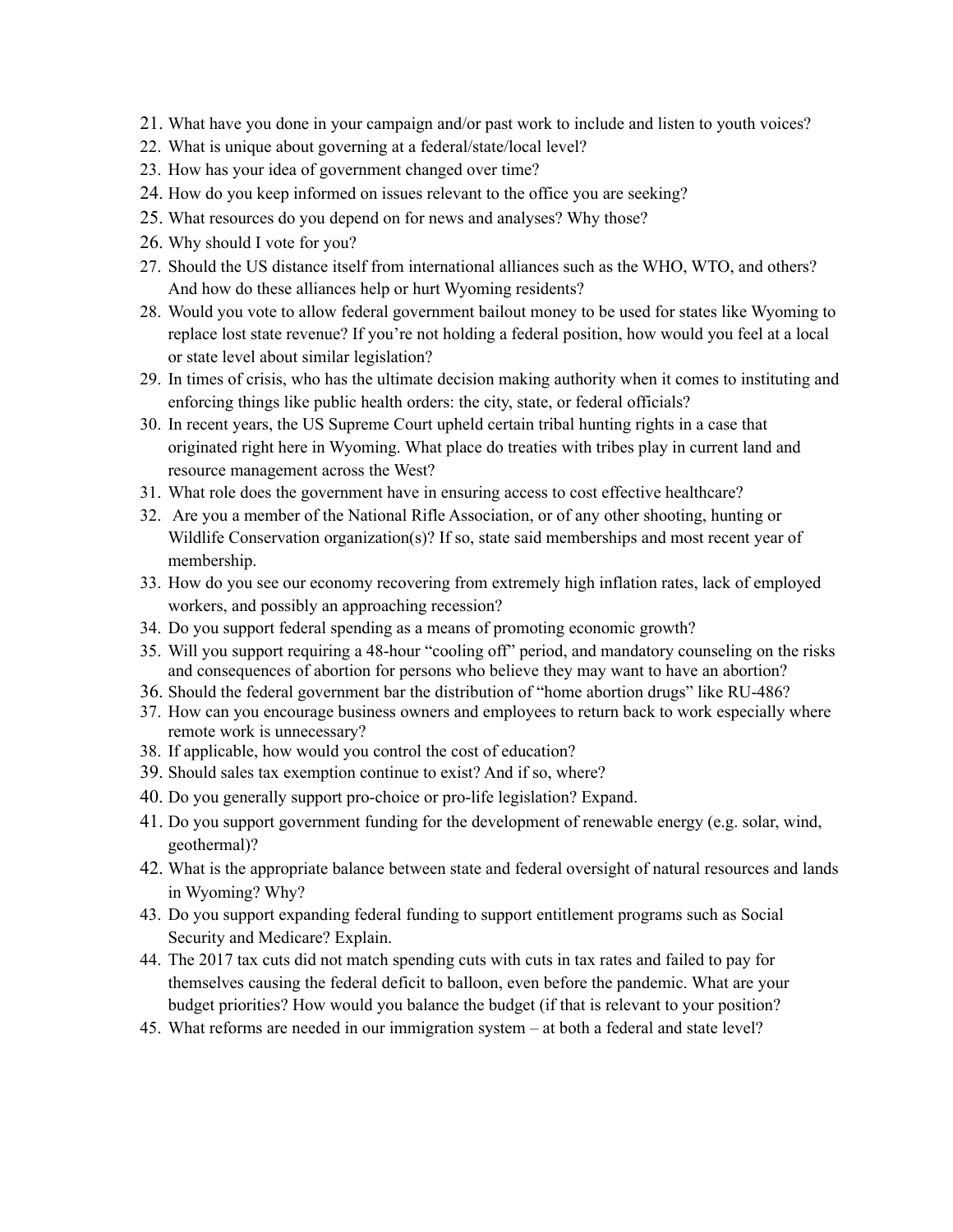21. What have you done in your campaign and/or past work to include and listen to youth voices?
22. What is unique about governing at a federal/state/local level?
23. How has your idea of government changed over time?
24. How do you keep informed on issues relevant to the office you are seeking?
25. What resources do you depend on for news and analyses? Why those?
26. Why should I vote for you?
27. Should the US distance itself from international alliances such as the WHO, WTO, and others? And how do these alliances help or hurt Wyoming residents?
28. Would you vote to allow federal government bailout money to be used for states like Wyoming to replace lost state revenue? If you're not holding a federal position, how would you feel at a local or state level about similar legislation?
29. In times of crisis, who has the ultimate decision making authority when it comes to instituting and enforcing things like public health orders: the city, state, or federal officials?
30. In recent years, the US Supreme Court upheld certain tribal hunting rights in a case that originated right here in Wyoming. What place do treaties with tribes play in current land and resource management across the West?
31. What role does the government have in ensuring access to cost effective healthcare?
32. Are you a member of the National Rifle Association, or of any other shooting, hunting or Wildlife Conservation organization(s)? If so, state said memberships and most recent year of membership.
33. How do you see our economy recovering from extremely high inflation rates, lack of employed workers, and possibly an approaching recession?
34. Do you support federal spending as a means of promoting economic growth?
35. Will you support requiring a 48-hour "cooling off" period, and mandatory counseling on the risks and consequences of abortion for persons who believe they may want to have an abortion?
36. Should the federal government bar the distribution of "home abortion drugs" like RU-486?
37. How can you encourage business owners and employees to return back to work especially where remote work is unnecessary?
38. If applicable, how would you control the cost of education?
39. Should sales tax exemption continue to exist? And if so, where?
40. Do you generally support pro-choice or pro-life legislation? Expand.
41. Do you support government funding for the development of renewable energy (e.g. solar, wind, geothermal)?
42. What is the appropriate balance between state and federal oversight of natural resources and lands in Wyoming? Why?
43. Do you support expanding federal funding to support entitlement programs such as Social Security and Medicare? Explain.
44. The 2017 tax cuts did not match spending cuts with cuts in tax rates and failed to pay for themselves causing the federal deficit to balloon, even before the pandemic. What are your budget priorities? How would you balance the budget (if that is relevant to your position?
45. What reforms are needed in our immigration system – at both a federal and state level?